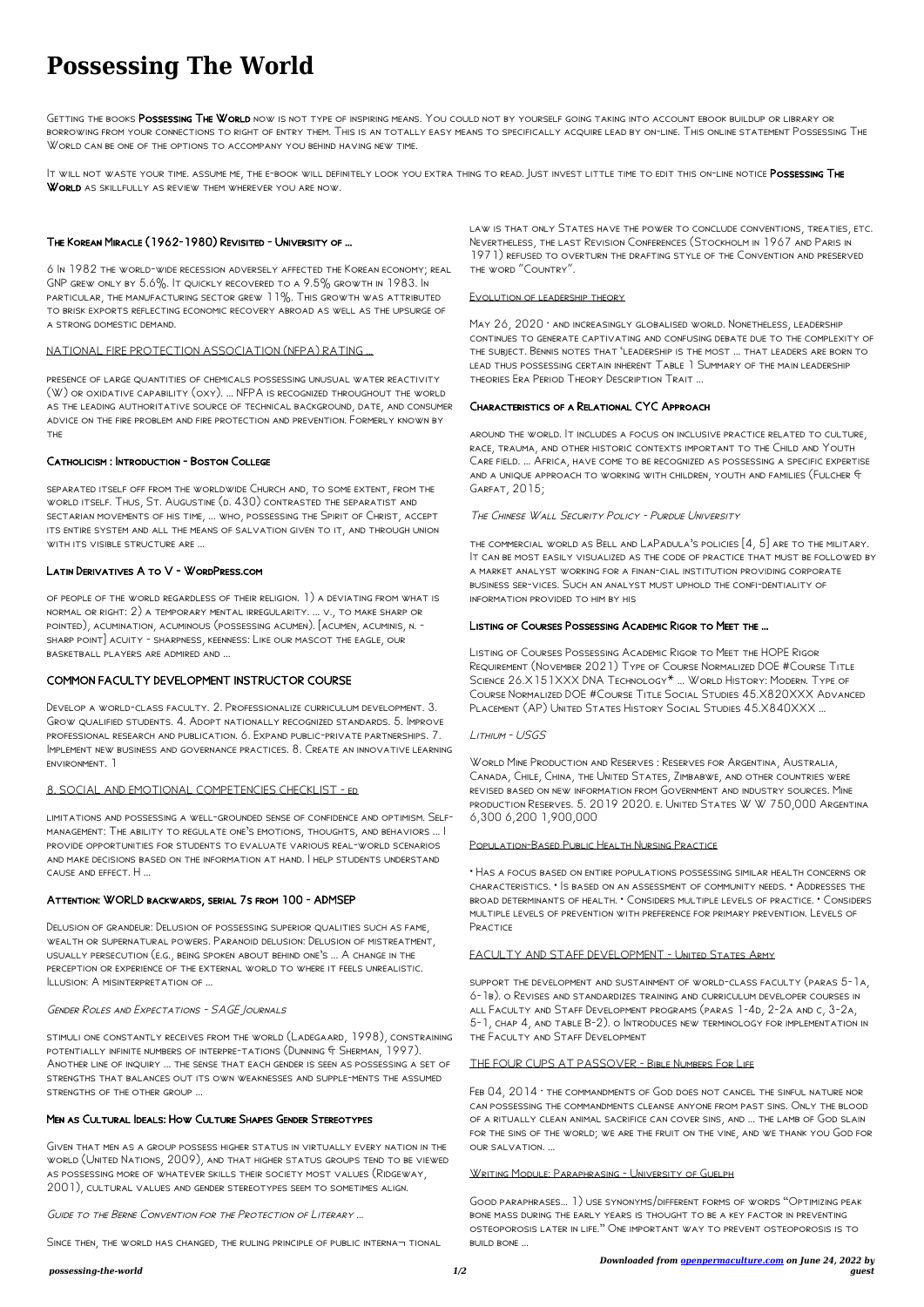# Possessing The World

Getting the books **Possessing The World** now is not type of inspiring means. You could not by yourself going taking into account ebook buildup or library or borrowing from your connections to right of entry them. This is an totally easy means to specifically acquire lead by on-line. This online statement Possessing The World can be one of the options to accompany you behind having new time.

It will not waste your time. assume me, the e-book will definitely look you extra thing to read. Just invest little time to edit this on-line notice **Possessing The World** as skillfully as review them wherever you are now.

### The Korean Miracle (1962-1980) Revisited - University of ...

6 In 1982 the world-wide recession adversely affected the Korean economy; real GNP grew only by 5.6%. It quickly recovered to a 9.5% growth in 1983. In particular, the manufacturing sector grew 11%. This growth was attributed to brisk exports reflecting economic recovery abroad as well as the upsurge of a strong domestic demand.

### NATIONAL FIRE PROTECTION ASSOCIATION (NFPA) RATING ...

presence of large quantities of chemicals possessing unusual water reactivity (W) or oxidative capability (oxy). ... NFPA is recognized throughout the world as the leading authoritative source of technical background, date, and consumer advice on the fire problem and fire protection and prevention. Formerly known by the

### Catholicism : Introduction - Boston College

separated itself off from the worldwide Church and, to some extent, from the world itself. Thus, St. Augustine (d. 430) contrasted the separatist and sectarian movements of his time, ... who, possessing the Spirit of Christ, accept its entire system and all the means of salvation given to it, and through union with its visible structure are ...

### Latin Derivatives A to V - WordPress.com

of people of the world regardless of their religion. 1) a deviating from what is normal or right: 2) a temporary mental irregularity. ... v., to make sharp or pointed), acumination, acuminous (possessing acumen). [acumen, acuminis, n. - sharp point] acuity - sharpness, keenness: Like our mascot the eagle, our basketball players are admired and ...

### COMMON FACULTY DEVELOPMENT INSTRUCTOR COURSE

Develop a world-class faculty. 2. Professionalize curriculum development. 3. Grow qualified students. 4. Adopt nationally recognized standards. 5. Improve professional research and publication. 6. Expand public-private partnerships. 7. Implement new business and governance practices. 8. Create an innovative learning environment. 1

### 8. SOCIAL AND EMOTIONAL COMPETENCIES CHECKLIST - ed

limitations and possessing a well-grounded sense of confidence and optimism. Self-management: The ability to regulate one's emotions, thoughts, and behaviors ... I provide opportunities for students to evaluate various real-world scenarios and make decisions based on the information at hand. I help students understand cause and effect. H ...

### Attention: WORLD backwards, serial 7s from 100 - ADMSEP

Delusion of grandeur: Delusion of possessing superior qualities such as fame, wealth or supernatural powers. Paranoid delusion: Delusion of mistreatment, usually persecution (e.g., being spoken about behind one's ... A change in the perception or experience of the external world to where it feels unrealistic. Illusion: A misinterpretation of ...

### Gender Roles and Expectations - SAGE Journals

stimuli one constantly receives from the world (Ladegaard, 1998), constraining potentially infinite numbers of interpre-tations (Dunning & Sherman, 1997). Another line of inquiry ... the sense that each gender is seen as possessing a set of strengths that balances out its own weaknesses and supple-ments the assumed strengths of the other group ...

### Men as Cultural Ideals: How Culture Shapes Gender Stereotypes

Given that men as a group possess higher status in virtually every nation in the world (United Nations, 2009), and that higher status groups tend to be viewed as possessing more of whatever skills their society most values (Ridgeway, 2001), cultural values and gender stereotypes seem to sometimes align.

### Guide to the Berne Convention for the Protection of Literary ...

Since then, the world has changed, the ruling principle of public interna¬ tional law is that only States have the power to conclude conventions, treaties, etc. Nevertheless, the last Revision Conferences (Stockholm in 1967 and Paris in 1971) refused to overturn the drafting style of the Convention and preserved the word "Country".

### Evolution of leadership theory

May 26, 2020 · and increasingly globalised world. Nonetheless, leadership continues to generate captivating and confusing debate due to the complexity of the subject. Bennis notes that 'leadership is the most ... that leaders are born to lead thus possessing certain inherent Table 1 Summary of the main leadership theories Era Period Theory Description Trait ...

### Characteristics of a Relational CYC Approach

around the world. It includes a focus on inclusive practice related to culture, race, trauma, and other historic contexts important to the Child and Youth Care field. ... Africa, have come to be recognized as possessing a specific expertise and a unique approach to working with children, youth and families (Fulcher & Garfat, 2015;

### The Chinese Wall Security Policy - Purdue University

the commercial world as Bell and LaPadula's policies [4, 5] are to the military. It can be most easily visualized as the code of practice that must be followed by a market analyst working for a finan-cial institution providing corporate business ser-vices. Such an analyst must uphold the confi-dentiality of information provided to him by his

### Listing of Courses Possessing Academic Rigor to Meet the ...

Listing of Courses Possessing Academic Rigor to Meet the HOPE Rigor Requirement (November 2021) Type of Course Normalized DOE #Course Title Science 26.X151XXX DNA Technology* ... World History: Modern. Type of Course Normalized DOE #Course Title Social Studies 45.X820XXX Advanced Placement (AP) United States History Social Studies 45.X840XXX ...

### Lithium - USGS

World Mine Production and Reserves : Reserves for Argentina, Australia, Canada, Chile, China, the United States, Zimbabwe, and other countries were revised based on new information from Government and industry sources. Mine production Reserves. 5. 2019 2020. e. United States W W 750,000 Argentina 6,300 6,200 1,900,000

### Population-Based Public Health Nursing Practice

• Has a focus based on entire populations possessing similar health concerns or characteristics. • Is based on an assessment of community needs. • Addresses the broad determinants of health. • Considers multiple levels of practice. • Considers multiple levels of prevention with preference for primary prevention. Levels of Practice

### FACULTY AND STAFF DEVELOPMENT - United States Army

support the development and sustainment of world-class faculty (paras 5-1a, 6-1b). o Revises and standardizes training and curriculum developer courses in all Faculty and Staff Development programs (paras 1-4d, 2-2a and c, 3-2a, 5-1, chap 4, and table B-2). o Introduces new terminology for implementation in the Faculty and Staff Development

### THE FOUR CUPS AT PASSOVER - Bible Numbers For Life

Feb 04, 2014 · the commandments of God does not cancel the sinful nature nor can possessing the commandments cleanse anyone from past sins. Only the blood of a ritually clean animal sacrifice can cover sins, and ... the lamb of God slain for the sins of the world; we are the fruit on the vine, and we thank you God for our salvation. ...

### Writing Module: Paraphrasing - University of Guelph

Good paraphrases... 1) use synonyms/different forms of words "Optimizing peak bone mass during the early years is thought to be a key factor in preventing osteoporosis later in life." One important way to prevent osteoporosis is to build bone ...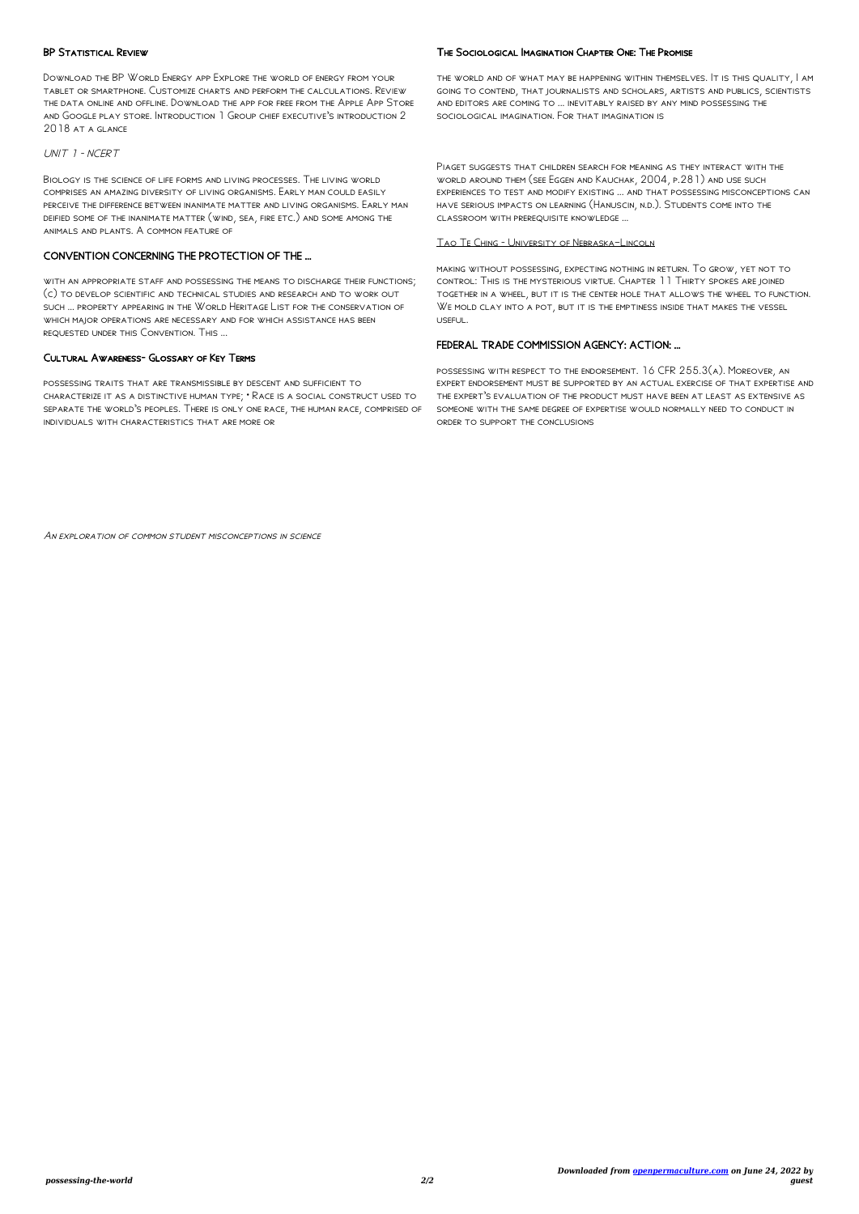### BP Statistical Review

Download the BP World Energy app Explore the world of energy from your tablet or smartphone. Customize charts and perform the calculations. Review the data online and offline. Download the app for free from the Apple App Store and Google play store. Introduction 1 Group chief executive's introduction 2 2018 at a glance

### UNIT 1 - NCERT

Biology is the science of life forms and living processes. The living world comprises an amazing diversity of living organisms. Early man could easily perceive the difference between inanimate matter and living organisms. Early man deified some of the inanimate matter (wind, sea, fire etc.) and some among the animals and plants. A common feature of

### CONVENTION CONCERNING THE PROTECTION OF THE …

with an appropriate staff and possessing the means to discharge their functions; (c) to develop scientific and technical studies and research and to work out such … property appearing in the World Heritage List for the conservation of which major operations are necessary and for which assistance has been requested under this Convention. This …

### Cultural Awareness- Glossary of Key Terms

possessing traits that are transmissible by descent and sufficient to characterize it as a distinctive human type; • Race is a social construct used to separate the world's peoples. There is only one race, the human race, comprised of individuals with characteristics that are more or

### The Sociological Imagination Chapter One: The Promise

the world and of what may be happening within themselves. It is this quality, I am going to contend, that journalists and scholars, artists and publics, scientists and editors are coming to … inevitably raised by any mind possessing the sociological imagination. For that imagination is

### An exploration of common student misconceptions in science

Piaget suggests that children search for meaning as they interact with the world around them (see Eggen and Kauchak, 2004, p.281) and use such experiences to test and modify existing … and that possessing misconceptions can have serious impacts on learning (Hanuscin, n.d.). Students come into the classroom with prerequisite knowledge …

### Tao Te Ching - University of Nebraska–Lincoln

making without possessing, expecting nothing in return. To grow, yet not to control: This is the mysterious virtue. Chapter 11 Thirty spokes are joined together in a wheel, but it is the center hole that allows the wheel to function. We mold clay into a pot, but it is the emptiness inside that makes the vessel useful.

### FEDERAL TRADE COMMISSION AGENCY: ACTION: …

possessing with respect to the endorsement. 16 CFR 255.3(a). Moreover, an expert endorsement must be supported by an actual exercise of that expertise and the expert's evaluation of the product must have been at least as extensive as someone with the same degree of expertise would normally need to conduct in order to support the conclusions